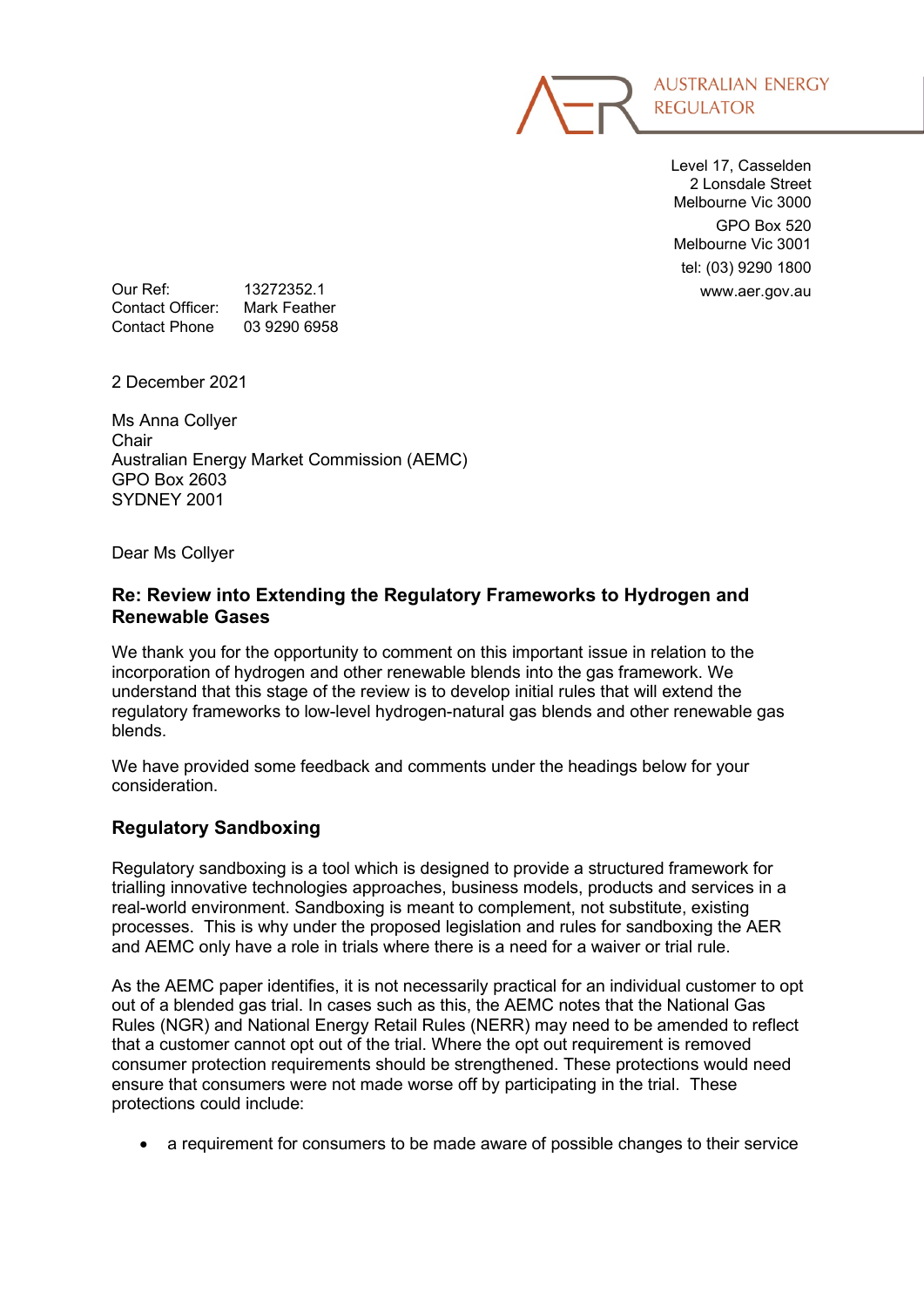AUSTRALIAN ENERGY REGULATOR

Level 17, Casselden
2 Lonsdale Street
Melbourne Vic 3000

GPO Box 520
Melbourne Vic 3001

tel: (03) 9290 1800
www.aer.gov.au

Our Ref: 13272352.1
Contact Officer: Mark Feather
Contact Phone 03 9290 6958

2 December 2021

Ms Anna Collyer
Chair
Australian Energy Market Commission (AEMC)
GPO Box 2603
SYDNEY 2001

Dear Ms Collyer

## Re: Review into Extending the Regulatory Frameworks to Hydrogen and Renewable Gases

We thank you for the opportunity to comment on this important issue in relation to the incorporation of hydrogen and other renewable blends into the gas framework. We understand that this stage of the review is to develop initial rules that will extend the regulatory frameworks to low-level hydrogen-natural gas blends and other renewable gas blends.

We have provided some feedback and comments under the headings below for your consideration.

## Regulatory Sandboxing

Regulatory sandboxing is a tool which is designed to provide a structured framework for trialling innovative technologies approaches, business models, products and services in a real-world environment. Sandboxing is meant to complement, not substitute, existing processes. This is why under the proposed legislation and rules for sandboxing the AER and AEMC only have a role in trials where there is a need for a waiver or trial rule.

As the AEMC paper identifies, it is not necessarily practical for an individual customer to opt out of a blended gas trial. In cases such as this, the AEMC notes that the National Gas Rules (NGR) and National Energy Retail Rules (NERR) may need to be amended to reflect that a customer cannot opt out of the trial. Where the opt out requirement is removed consumer protection requirements should be strengthened. These protections would need ensure that consumers were not made worse off by participating in the trial. These protections could include:

- a requirement for consumers to be made aware of possible changes to their service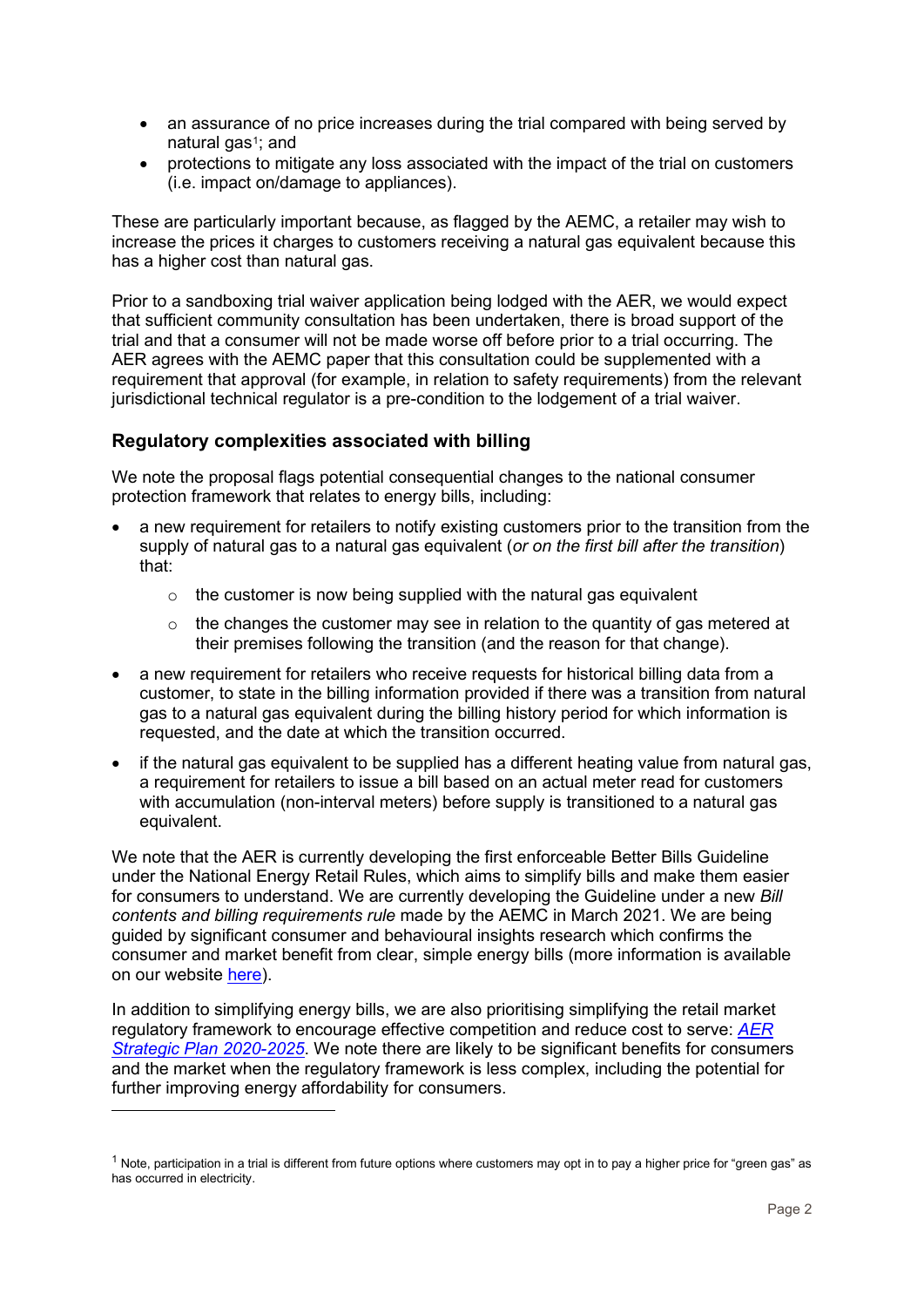- an assurance of no price increases during the trial compared with being served by natural gas[1]; and
- protections to mitigate any loss associated with the impact of the trial on customers (i.e. impact on/damage to appliances).

These are particularly important because, as flagged by the AEMC, a retailer may wish to increase the prices it charges to customers receiving a natural gas equivalent because this has a higher cost than natural gas.

Prior to a sandboxing trial waiver application being lodged with the AER, we would expect that sufficient community consultation has been undertaken, there is broad support of the trial and that a consumer will not be made worse off before prior to a trial occurring. The AER agrees with the AEMC paper that this consultation could be supplemented with a requirement that approval (for example, in relation to safety requirements) from the relevant jurisdictional technical regulator is a pre-condition to the lodgement of a trial waiver.

## Regulatory complexities associated with billing

We note the proposal flags potential consequential changes to the national consumer protection framework that relates to energy bills, including:

- a new requirement for retailers to notify existing customers prior to the transition from the supply of natural gas to a natural gas equivalent (*or on the first bill after the transition*) that:
  - the customer is now being supplied with the natural gas equivalent
  - the changes the customer may see in relation to the quantity of gas metered at their premises following the transition (and the reason for that change).
- a new requirement for retailers who receive requests for historical billing data from a customer, to state in the billing information provided if there was a transition from natural gas to a natural gas equivalent during the billing history period for which information is requested, and the date at which the transition occurred.
- if the natural gas equivalent to be supplied has a different heating value from natural gas, a requirement for retailers to issue a bill based on an actual meter read for customers with accumulation (non-interval meters) before supply is transitioned to a natural gas equivalent.

We note that the AER is currently developing the first enforceable Better Bills Guideline under the National Energy Retail Rules, which aims to simplify bills and make them easier for consumers to understand. We are currently developing the Guideline under a new *Bill contents and billing requirements rule* made by the AEMC in March 2021. We are being guided by significant consumer and behavioural insights research which confirms the consumer and market benefit from clear, simple energy bills (more information is available on our website here).

In addition to simplifying energy bills, we are also prioritising simplifying the retail market regulatory framework to encourage effective competition and reduce cost to serve: *AER Strategic Plan 2020-2025*. We note there are likely to be significant benefits for consumers and the market when the regulatory framework is less complex, including the potential for further improving energy affordability for consumers.

---

[1] Note, participation in a trial is different from future options where customers may opt in to pay a higher price for "green gas" as has occurred in electricity.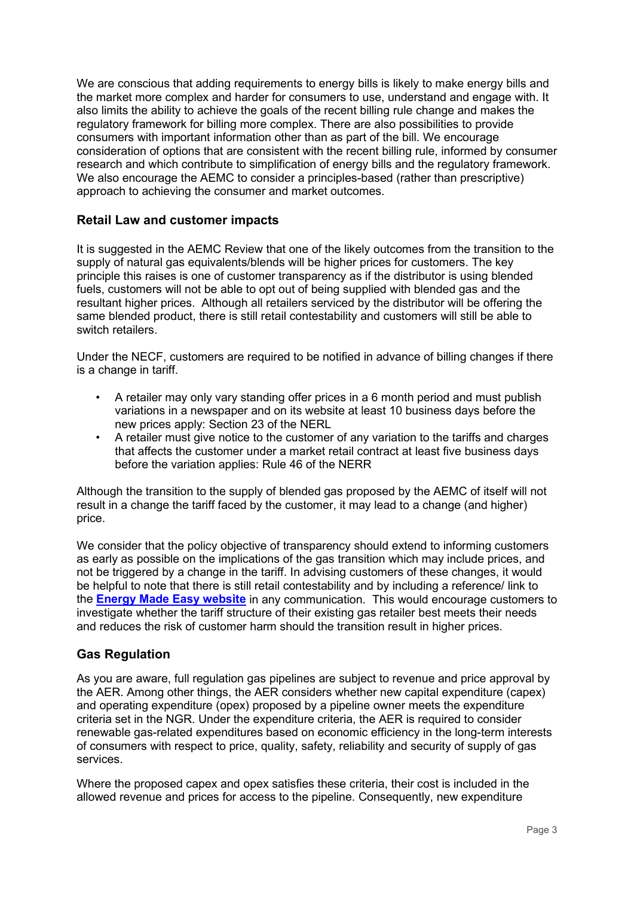We are conscious that adding requirements to energy bills is likely to make energy bills and the market more complex and harder for consumers to use, understand and engage with. It also limits the ability to achieve the goals of the recent billing rule change and makes the regulatory framework for billing more complex. There are also possibilities to provide consumers with important information other than as part of the bill. We encourage consideration of options that are consistent with the recent billing rule, informed by consumer research and which contribute to simplification of energy bills and the regulatory framework. We also encourage the AEMC to consider a principles-based (rather than prescriptive) approach to achieving the consumer and market outcomes.

## Retail Law and customer impacts

It is suggested in the AEMC Review that one of the likely outcomes from the transition to the supply of natural gas equivalents/blends will be higher prices for customers. The key principle this raises is one of customer transparency as if the distributor is using blended fuels, customers will not be able to opt out of being supplied with blended gas and the resultant higher prices. Although all retailers serviced by the distributor will be offering the same blended product, there is still retail contestability and customers will still be able to switch retailers.

Under the NECF, customers are required to be notified in advance of billing changes if there is a change in tariff.

- A retailer may only vary standing offer prices in a 6 month period and must publish variations in a newspaper and on its website at least 10 business days before the new prices apply: Section 23 of the NERL
- A retailer must give notice to the customer of any variation to the tariffs and charges that affects the customer under a market retail contract at least five business days before the variation applies: Rule 46 of the NERR

Although the transition to the supply of blended gas proposed by the AEMC of itself will not result in a change the tariff faced by the customer, it may lead to a change (and higher) price.

We consider that the policy objective of transparency should extend to informing customers as early as possible on the implications of the gas transition which may include prices, and not be triggered by a change in the tariff. In advising customers of these changes, it would be helpful to note that there is still retail contestability and by including a reference/ link to the **Energy Made Easy website** in any communication. This would encourage customers to investigate whether the tariff structure of their existing gas retailer best meets their needs and reduces the risk of customer harm should the transition result in higher prices.

## Gas Regulation

As you are aware, full regulation gas pipelines are subject to revenue and price approval by the AER. Among other things, the AER considers whether new capital expenditure (capex) and operating expenditure (opex) proposed by a pipeline owner meets the expenditure criteria set in the NGR. Under the expenditure criteria, the AER is required to consider renewable gas-related expenditures based on economic efficiency in the long-term interests of consumers with respect to price, quality, safety, reliability and security of supply of gas services.

Where the proposed capex and opex satisfies these criteria, their cost is included in the allowed revenue and prices for access to the pipeline. Consequently, new expenditure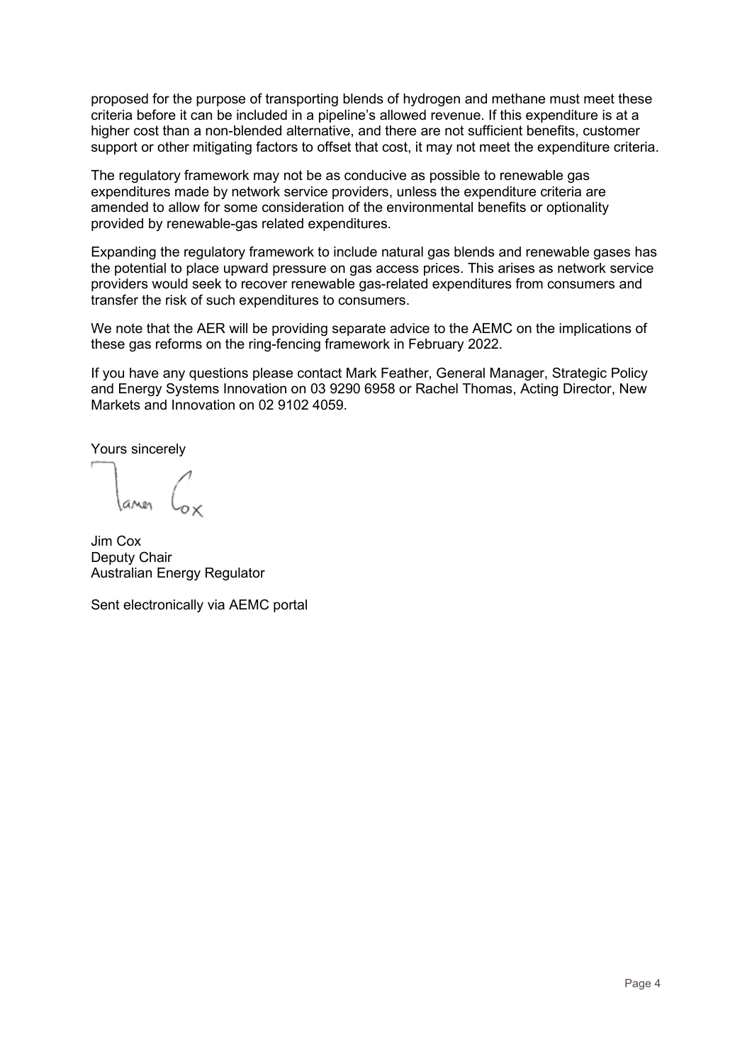proposed for the purpose of transporting blends of hydrogen and methane must meet these criteria before it can be included in a pipeline's allowed revenue. If this expenditure is at a higher cost than a non-blended alternative, and there are not sufficient benefits, customer support or other mitigating factors to offset that cost, it may not meet the expenditure criteria.

The regulatory framework may not be as conducive as possible to renewable gas expenditures made by network service providers, unless the expenditure criteria are amended to allow for some consideration of the environmental benefits or optionality provided by renewable-gas related expenditures.

Expanding the regulatory framework to include natural gas blends and renewable gases has the potential to place upward pressure on gas access prices. This arises as network service providers would seek to recover renewable gas-related expenditures from consumers and transfer the risk of such expenditures to consumers.

We note that the AER will be providing separate advice to the AEMC on the implications of these gas reforms on the ring-fencing framework in February 2022.

If you have any questions please contact Mark Feather, General Manager, Strategic Policy and Energy Systems Innovation on 03 9290 6958 or Rachel Thomas, Acting Director, New Markets and Innovation on 02 9102 4059.

Yours sincerely

Jim Cox
Deputy Chair
Australian Energy Regulator

Sent electronically via AEMC portal